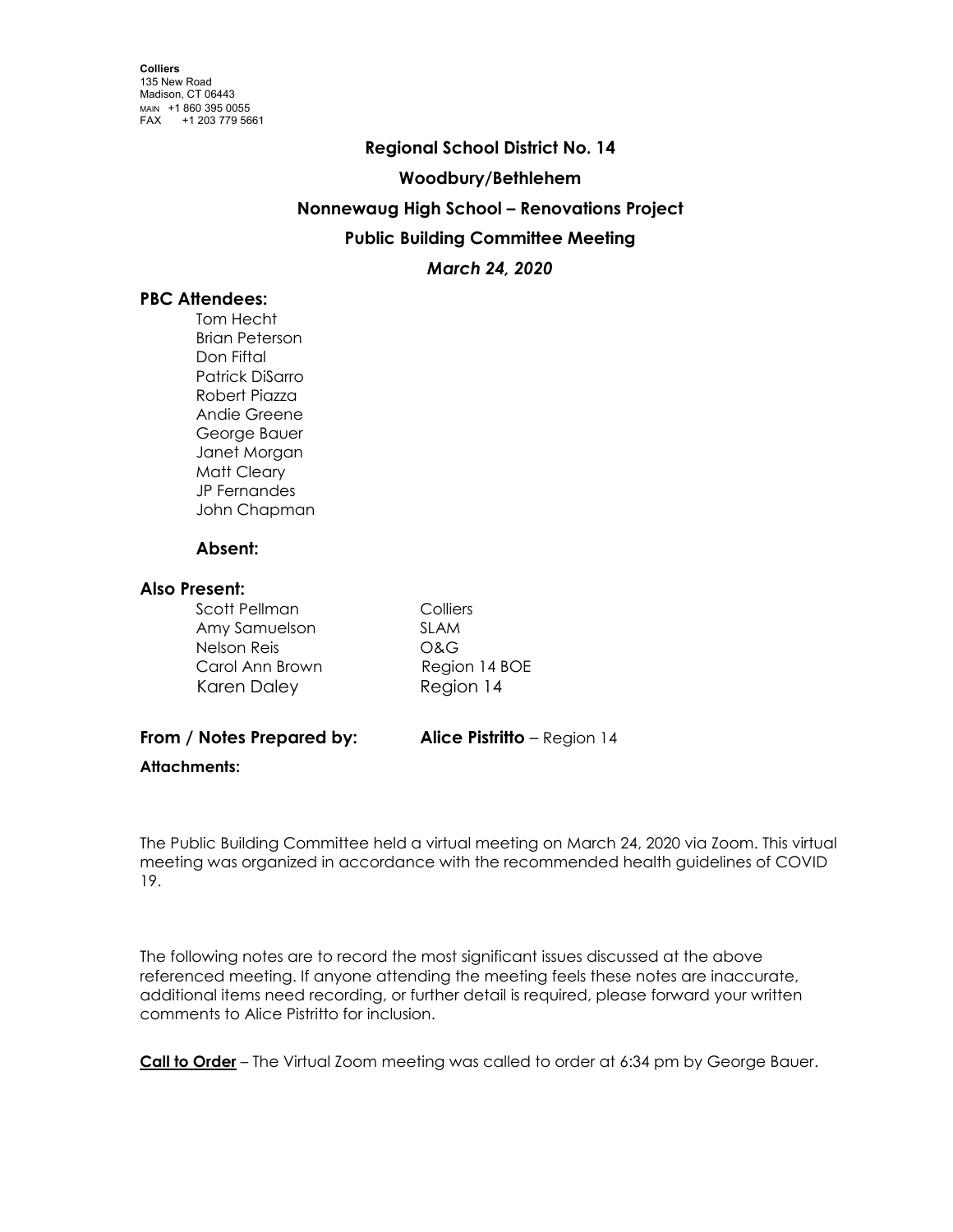**Colliers**
135 New Road
Madison, CT 06443
MAIN +1 860 395 0055
FAX +1 203 779 5661

**Regional School District No. 14**

**Woodbury/Bethlehem**

**Nonnewaug High School – Renovations Project**

**Public Building Committee Meeting**

***March 24, 2020***

**PBC Attendees:**

Tom Hecht
Brian Peterson
Don Fiftal
Patrick DiSarro
Robert Piazza
Andie Greene
George Bauer
Janet Morgan
Matt Cleary
JP Fernandes
John Chapman

**Absent:**

**Also Present:**

| | |
|---|---|
| Scott Pellman | Colliers |
| Amy Samuelson | SLAM |
| Nelson Reis | O&G |
| Carol Ann Brown | Region 14 BOE |
| Karen Daley | Region 14 |

**From / Notes Prepared by:** **Alice Pistritto** – Region 14

**Attachments:**

The Public Building Committee held a virtual meeting on March 24, 2020 via Zoom. This virtual meeting was organized in accordance with the recommended health guidelines of COVID 19.

The following notes are to record the most significant issues discussed at the above referenced meeting. If anyone attending the meeting feels these notes are inaccurate, additional items need recording, or further detail is required, please forward your written comments to Alice Pistritto for inclusion.

**Call to Order** – The Virtual Zoom meeting was called to order at 6:34 pm by George Bauer.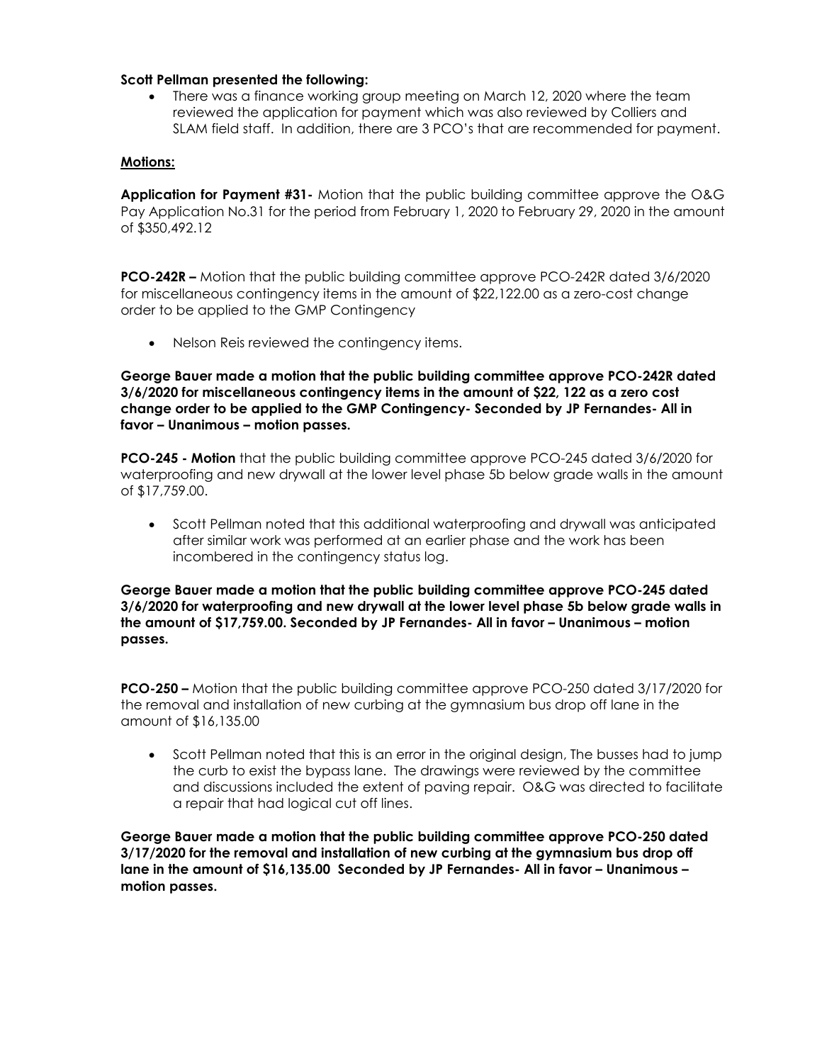**Scott Pellman presented the following:**

- There was a finance working group meeting on March 12, 2020 where the team reviewed the application for payment which was also reviewed by Colliers and SLAM field staff. In addition, there are 3 PCO's that are recommended for payment.

**Motions:**

**Application for Payment #31-** Motion that the public building committee approve the O&G Pay Application No.31 for the period from February 1, 2020 to February 29, 2020 in the amount of $350,492.12

**PCO-242R –** Motion that the public building committee approve PCO-242R dated 3/6/2020 for miscellaneous contingency items in the amount of $22,122.00 as a zero-cost change order to be applied to the GMP Contingency

- Nelson Reis reviewed the contingency items.

**George Bauer made a motion that the public building committee approve PCO-242R dated 3/6/2020 for miscellaneous contingency items in the amount of $22, 122 as a zero cost change order to be applied to the GMP Contingency- Seconded by JP Fernandes- All in favor – Unanimous – motion passes.**

**PCO-245 - Motion** that the public building committee approve PCO-245 dated 3/6/2020 for waterproofing and new drywall at the lower level phase 5b below grade walls in the amount of $17,759.00.

- Scott Pellman noted that this additional waterproofing and drywall was anticipated after similar work was performed at an earlier phase and the work has been incombered in the contingency status log.

**George Bauer made a motion that the public building committee approve PCO-245 dated 3/6/2020 for waterproofing and new drywall at the lower level phase 5b below grade walls in the amount of $17,759.00. Seconded by JP Fernandes- All in favor – Unanimous – motion passes.**

**PCO-250 –** Motion that the public building committee approve PCO-250 dated 3/17/2020 for the removal and installation of new curbing at the gymnasium bus drop off lane in the amount of $16,135.00

- Scott Pellman noted that this is an error in the original design, The busses had to jump the curb to exist the bypass lane. The drawings were reviewed by the committee and discussions included the extent of paving repair. O&G was directed to facilitate a repair that had logical cut off lines.

**George Bauer made a motion that the public building committee approve PCO-250 dated 3/17/2020 for the removal and installation of new curbing at the gymnasium bus drop off lane in the amount of $16,135.00 Seconded by JP Fernandes- All in favor – Unanimous – motion passes.**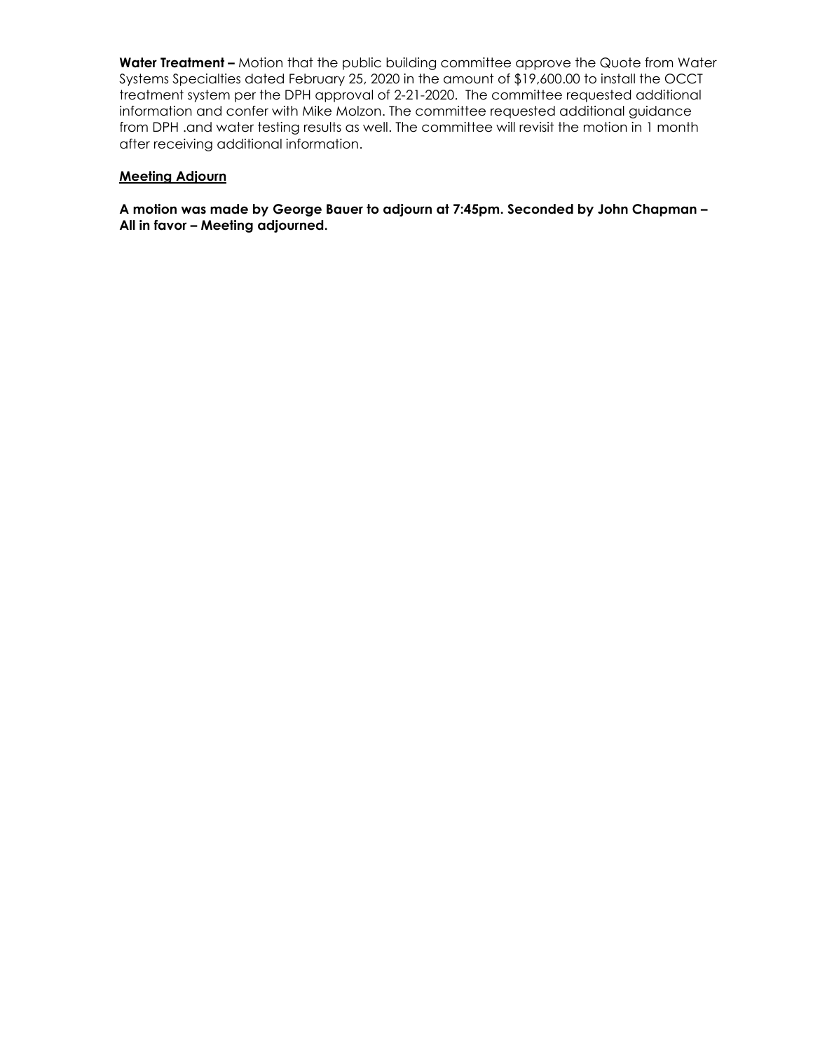**Water Treatment –** Motion that the public building committee approve the Quote from Water Systems Specialties dated February 25, 2020 in the amount of $19,600.00 to install the OCCT treatment system per the DPH approval of 2-21-2020. The committee requested additional information and confer with Mike Molzon. The committee requested additional guidance from DPH .and water testing results as well. The committee will revisit the motion in 1 month after receiving additional information.

**Meeting Adjourn**

**A motion was made by George Bauer to adjourn at 7:45pm. Seconded by John Chapman – All in favor – Meeting adjourned.**